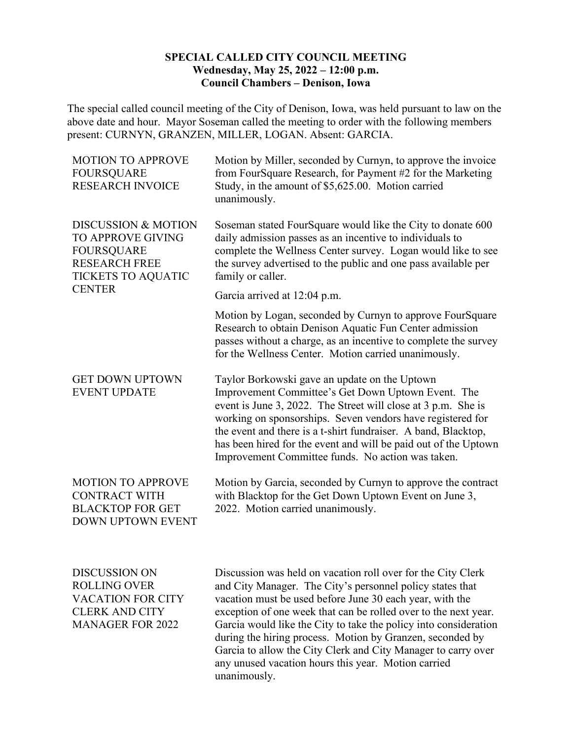**SPECIAL CALLED CITY COUNCIL MEETING**
**Wednesday, May 25, 2022 – 12:00 p.m.**
**Council Chambers – Denison, Iowa**

The special called council meeting of the City of Denison, Iowa, was held pursuant to law on the above date and hour. Mayor Soseman called the meeting to order with the following members present: CURNYN, GRANZEN, MILLER, LOGAN. Absent: GARCIA.

| | |
|---|---|
| MOTION TO APPROVE FOURSQUARE RESEARCH INVOICE | Motion by Miller, seconded by Curnyn, to approve the invoice from FourSquare Research, for Payment #2 for the Marketing Study, in the amount of $5,625.00. Motion carried unanimously. |
| DISCUSSION & MOTION TO APPROVE GIVING FOURSQUARE RESEARCH FREE TICKETS TO AQUATIC CENTER | Soseman stated FourSquare would like the City to donate 600 daily admission passes as an incentive to individuals to complete the Wellness Center survey. Logan would like to see the survey advertised to the public and one pass available per family or caller.<br><br>Garcia arrived at 12:04 p.m.<br><br>Motion by Logan, seconded by Curnyn to approve FourSquare Research to obtain Denison Aquatic Fun Center admission passes without a charge, as an incentive to complete the survey for the Wellness Center. Motion carried unanimously. |
| GET DOWN UPTOWN EVENT UPDATE | Taylor Borkowski gave an update on the Uptown Improvement Committee's Get Down Uptown Event. The event is June 3, 2022. The Street will close at 3 p.m. She is working on sponsorships. Seven vendors have registered for the event and there is a t-shirt fundraiser. A band, Blacktop, has been hired for the event and will be paid out of the Uptown Improvement Committee funds. No action was taken. |
| MOTION TO APPROVE CONTRACT WITH BLACKTOP FOR GET DOWN UPTOWN EVENT | Motion by Garcia, seconded by Curnyn to approve the contract with Blacktop for the Get Down Uptown Event on June 3, 2022. Motion carried unanimously. |
| DISCUSSION ON ROLLING OVER VACATION FOR CITY CLERK AND CITY MANAGER FOR 2022 | Discussion was held on vacation roll over for the City Clerk and City Manager. The City's personnel policy states that vacation must be used before June 30 each year, with the exception of one week that can be rolled over to the next year. Garcia would like the City to take the policy into consideration during the hiring process. Motion by Granzen, seconded by Garcia to allow the City Clerk and City Manager to carry over any unused vacation hours this year. Motion carried unanimously. |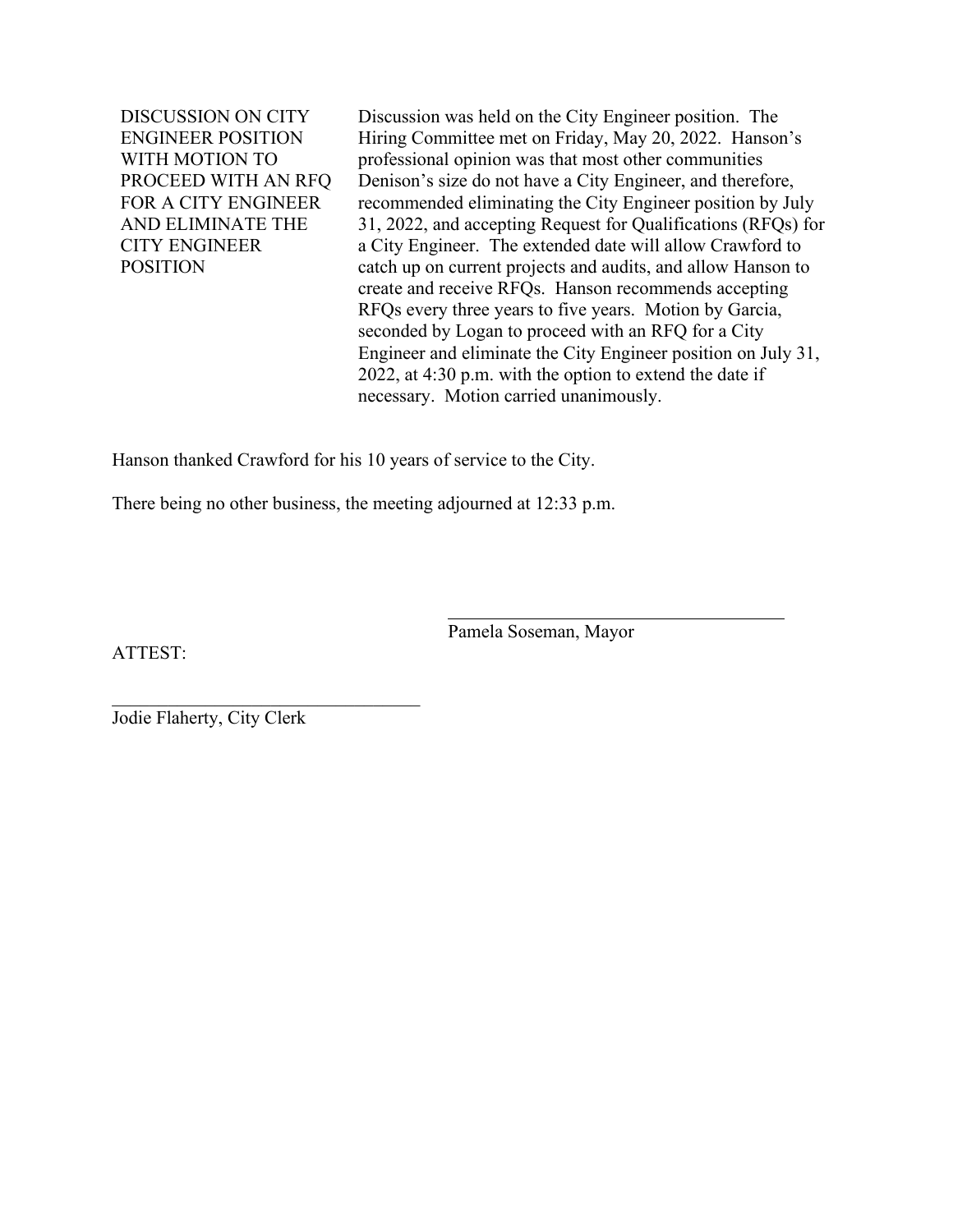| | |
|---|---|
| DISCUSSION ON CITY ENGINEER POSITION WITH MOTION TO PROCEED WITH AN RFQ FOR A CITY ENGINEER AND ELIMINATE THE CITY ENGINEER POSITION | Discussion was held on the City Engineer position. The Hiring Committee met on Friday, May 20, 2022. Hanson's professional opinion was that most other communities Denison's size do not have a City Engineer, and therefore, recommended eliminating the City Engineer position by July 31, 2022, and accepting Request for Qualifications (RFQs) for a City Engineer. The extended date will allow Crawford to catch up on current projects and audits, and allow Hanson to create and receive RFQs. Hanson recommends accepting RFQs every three years to five years. Motion by Garcia, seconded by Logan to proceed with an RFQ for a City Engineer and eliminate the City Engineer position on July 31, 2022, at 4:30 p.m. with the option to extend the date if necessary. Motion carried unanimously. |

Hanson thanked Crawford for his 10 years of service to the City.

There being no other business, the meeting adjourned at 12:33 p.m.

\_\_\_\_\_\_\_\_\_\_\_\_\_\_\_\_\_\_\_\_\_\_\_\_\_\_\_\_\_\_\_\_\_\_\_\_\_\_

Pamela Soseman, Mayor

ATTEST:

\_\_\_\_\_\_\_\_\_\_\_\_\_\_\_\_\_\_\_\_\_\_\_\_\_\_\_\_\_\_\_\_\_\_\_\_\_\_

Jodie Flaherty, City Clerk